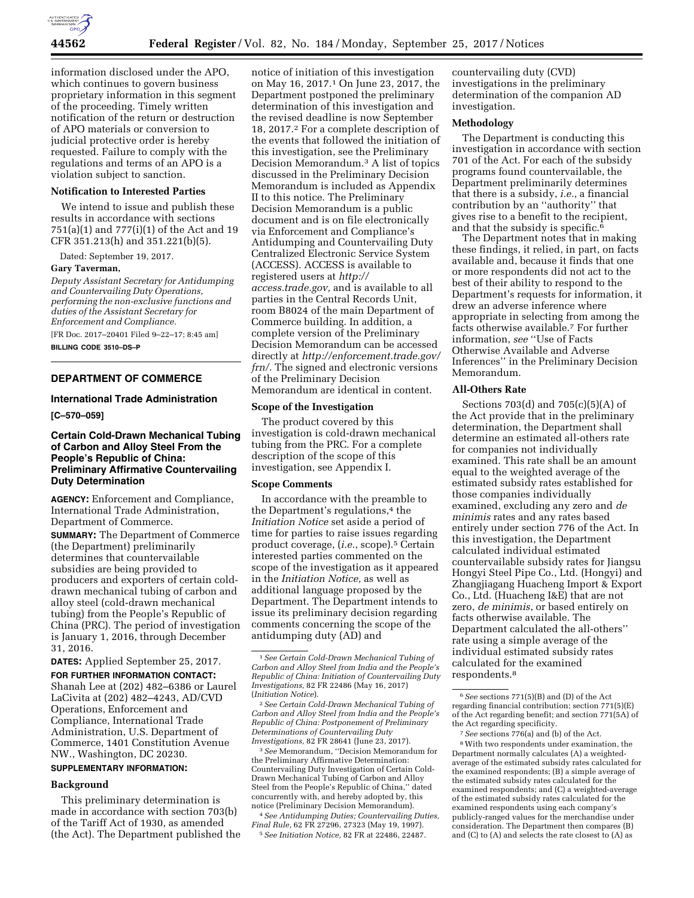information disclosed under the APO, which continues to govern business proprietary information in this segment of the proceeding. Timely written notification of the return or destruction of APO materials or conversion to judicial protective order is hereby requested. Failure to comply with the regulations and terms of an APO is a violation subject to sanction.

**Notification to Interested Parties**

We intend to issue and publish these results in accordance with sections 751(a)(1) and 777(i)(1) of the Act and 19 CFR 351.213(h) and 351.221(b)(5).

Dated: September 19, 2017.

**Gary Taverman,**

*Deputy Assistant Secretary for Antidumping and Countervailing Duty Operations, performing the non-exclusive functions and duties of the Assistant Secretary for Enforcement and Compliance.*

[FR Doc. 2017–20401 Filed 9–22–17; 8:45 am]

**BILLING CODE 3510–DS–P**

---

## DEPARTMENT OF COMMERCE

### International Trade Administration

**[C–570–059]**

### Certain Cold-Drawn Mechanical Tubing of Carbon and Alloy Steel From the People's Republic of China: Preliminary Affirmative Countervailing Duty Determination

**AGENCY:** Enforcement and Compliance, International Trade Administration, Department of Commerce.

**SUMMARY:** The Department of Commerce (the Department) preliminarily determines that countervailable subsidies are being provided to producers and exporters of certain cold-drawn mechanical tubing of carbon and alloy steel (cold-drawn mechanical tubing) from the People's Republic of China (PRC). The period of investigation is January 1, 2016, through December 31, 2016.

**DATES:** Applied September 25, 2017.

**FOR FURTHER INFORMATION CONTACT:** Shanah Lee at (202) 482–6386 or Laurel LaCivita at (202) 482–4243, AD/CVD Operations, Enforcement and Compliance, International Trade Administration, U.S. Department of Commerce, 1401 Constitution Avenue NW., Washington, DC 20230.

**SUPPLEMENTARY INFORMATION:**

**Background**

This preliminary determination is made in accordance with section 703(b) of the Tariff Act of 1930, as amended (the Act). The Department published the notice of initiation of this investigation on May 16, 2017.[1] On June 23, 2017, the Department postponed the preliminary determination of this investigation and the revised deadline is now September 18, 2017.[2] For a complete description of the events that followed the initiation of this investigation, see the Preliminary Decision Memorandum.[3] A list of topics discussed in the Preliminary Decision Memorandum is included as Appendix II to this notice. The Preliminary Decision Memorandum is a public document and is on file electronically via Enforcement and Compliance's Antidumping and Countervailing Duty Centralized Electronic Service System (ACCESS). ACCESS is available to registered users at *http://access.trade.gov,* and is available to all parties in the Central Records Unit, room B8024 of the main Department of Commerce building. In addition, a complete version of the Preliminary Decision Memorandum can be accessed directly at *http://enforcement.trade.gov/frn/.* The signed and electronic versions of the Preliminary Decision Memorandum are identical in content.

**Scope of the Investigation**

The product covered by this investigation is cold-drawn mechanical tubing from the PRC. For a complete description of the scope of this investigation, see Appendix I.

**Scope Comments**

In accordance with the preamble to the Department's regulations,[4] the *Initiation Notice* set aside a period of time for parties to raise issues regarding product coverage, (*i.e.*, scope).[5] Certain interested parties commented on the scope of the investigation as it appeared in the *Initiation Notice,* as well as additional language proposed by the Department. The Department intends to issue its preliminary decision regarding comments concerning the scope of the antidumping duty (AD) and countervailing duty (CVD) investigations in the preliminary determination of the companion AD investigation.

**Methodology**

The Department is conducting this investigation in accordance with section 701 of the Act. For each of the subsidy programs found countervailable, the Department preliminarily determines that there is a subsidy, *i.e.*, a financial contribution by an ''authority'' that gives rise to a benefit to the recipient, and that the subsidy is specific.[6]

The Department notes that in making these findings, it relied, in part, on facts available and, because it finds that one or more respondents did not act to the best of their ability to respond to the Department's requests for information, it drew an adverse inference where appropriate in selecting from among the facts otherwise available.[7] For further information, *see* ''Use of Facts Otherwise Available and Adverse Inferences'' in the Preliminary Decision Memorandum.

**All-Others Rate**

Sections 703(d) and 705(c)(5)(A) of the Act provide that in the preliminary determination, the Department shall determine an estimated all-others rate for companies not individually examined. This rate shall be an amount equal to the weighted average of the estimated subsidy rates established for those companies individually examined, excluding any zero and *de minimis* rates and any rates based entirely under section 776 of the Act. In this investigation, the Department calculated individual estimated countervailable subsidy rates for Jiangsu Hongyi Steel Pipe Co., Ltd. (Hongyi) and Zhangjiagang Huacheng Import & Export Co., Ltd. (Huacheng I&E) that are not zero, *de minimis*, or based entirely on facts otherwise available. The Department calculated the all-others'' rate using a simple average of the individual estimated subsidy rates calculated for the examined respondents.[8]

---

[1] *See Certain Cold-Drawn Mechanical Tubing of Carbon and Alloy Steel from India and the People's Republic of China: Initiation of Countervailing Duty Investigations,* 82 FR 22486 (May 16, 2017) (*Initiation Notice*).

[2] *See Certain Cold-Drawn Mechanical Tubing of Carbon and Alloy Steel from India and the People's Republic of China: Postponement of Preliminary Determinations of Countervailing Duty Investigations,* 82 FR 28641 (June 23, 2017).

[3] *See* Memorandum, ''Decision Memorandum for the Preliminary Affirmative Determination: Countervailing Duty Investigation of Certain Cold-Drawn Mechanical Tubing of Carbon and Alloy Steel from the People's Republic of China,'' dated concurrently with, and hereby adopted by, this notice (Preliminary Decision Memorandum).

[4] *See Antidumping Duties; Countervailing Duties, Final Rule,* 62 FR 27296, 27323 (May 19, 1997).

[5] *See Initiation Notice,* 82 FR at 22486, 22487.

[6] *See* sections 771(5)(B) and (D) of the Act regarding financial contribution; section 771(5)(E) of the Act regarding benefit; and section 771(5A) of the Act regarding specificity.

[7] *See* sections 776(a) and (b) of the Act.

[8] With two respondents under examination, the Department normally calculates (A) a weighted-average of the estimated subsidy rates calculated for the examined respondents; (B) a simple average of the estimated subsidy rates calculated for the examined respondents; and (C) a weighted-average of the estimated subsidy rates calculated for the examined respondents using each company's publicly-ranged values for the merchandise under consideration. The Department then compares (B) and (C) to (A) and selects the rate closest to (A) as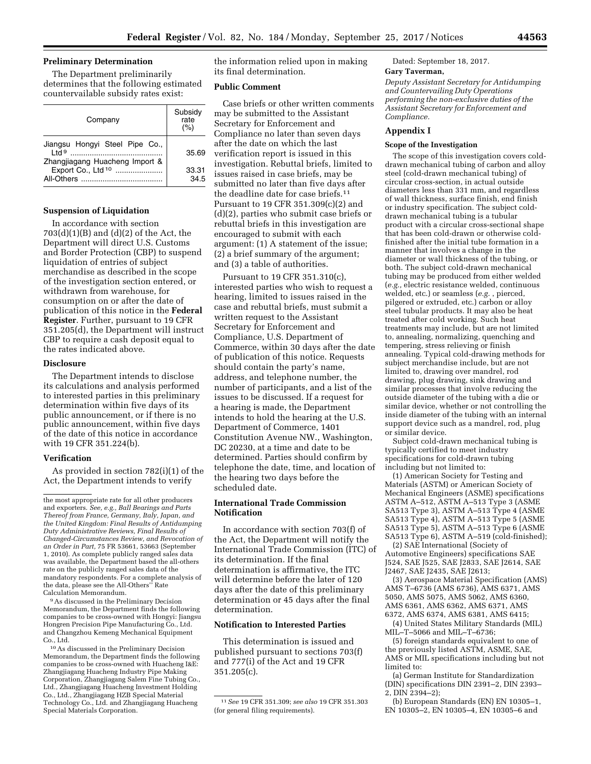## Preliminary Determination

The Department preliminarily determines that the following estimated countervailable subsidy rates exist:

| Company | Subsidy rate (%) |
| --- | --- |
| Jiangsu Hongyi Steel Pipe Co., Ltd [9] | 35.69 |
| Zhangjiagang Huacheng Import & Export Co., Ltd [10] | 33.31 |
| All-Others | 34.5 |

## Suspension of Liquidation

In accordance with section 703(d)(1)(B) and (d)(2) of the Act, the Department will direct U.S. Customs and Border Protection (CBP) to suspend liquidation of entries of subject merchandise as described in the scope of the investigation section entered, or withdrawn from warehouse, for consumption on or after the date of publication of this notice in the **Federal Register**. Further, pursuant to 19 CFR 351.205(d), the Department will instruct CBP to require a cash deposit equal to the rates indicated above.

## Disclosure

The Department intends to disclose its calculations and analysis performed to interested parties in this preliminary determination within five days of its public announcement, or if there is no public announcement, within five days of the date of this notice in accordance with 19 CFR 351.224(b).

## Verification

As provided in section 782(i)(1) of the Act, the Department intends to verify the information relied upon in making its final determination.

## Public Comment

Case briefs or other written comments may be submitted to the Assistant Secretary for Enforcement and Compliance no later than seven days after the date on which the last verification report is issued in this investigation. Rebuttal briefs, limited to issues raised in case briefs, may be submitted no later than five days after the deadline date for case briefs.[11] Pursuant to 19 CFR 351.309(c)(2) and (d)(2), parties who submit case briefs or rebuttal briefs in this investigation are encouraged to submit with each argument: (1) A statement of the issue; (2) a brief summary of the argument; and (3) a table of authorities.

Pursuant to 19 CFR 351.310(c), interested parties who wish to request a hearing, limited to issues raised in the case and rebuttal briefs, must submit a written request to the Assistant Secretary for Enforcement and Compliance, U.S. Department of Commerce, within 30 days after the date of publication of this notice. Requests should contain the party's name, address, and telephone number, the number of participants, and a list of the issues to be discussed. If a request for a hearing is made, the Department intends to hold the hearing at the U.S. Department of Commerce, 1401 Constitution Avenue NW., Washington, DC 20230, at a time and date to be determined. Parties should confirm by telephone the date, time, and location of the hearing two days before the scheduled date.

## International Trade Commission Notification

In accordance with section 703(f) of the Act, the Department will notify the International Trade Commission (ITC) of its determination. If the final determination is affirmative, the ITC will determine before the later of 120 days after the date of this preliminary determination or 45 days after the final determination.

## Notification to Interested Parties

This determination is issued and published pursuant to sections 703(f) and 777(i) of the Act and 19 CFR 351.205(c).

Dated: September 18, 2017.

**Gary Taverman,**

*Deputy Assistant Secretary for Antidumping and Countervailing Duty Operations performing the non-exclusive duties of the Assistant Secretary for Enforcement and Compliance.*

## Appendix I

### Scope of the Investigation

The scope of this investigation covers cold-drawn mechanical tubing of carbon and alloy steel (cold-drawn mechanical tubing) of circular cross-section, in actual outside diameters less than 331 mm, and regardless of wall thickness, surface finish, end finish or industry specification. The subject cold-drawn mechanical tubing is a tubular product with a circular cross-sectional shape that has been cold-drawn or otherwise cold-finished after the initial tube formation in a manner that involves a change in the diameter or wall thickness of the tubing, or both. The subject cold-drawn mechanical tubing may be produced from either welded (*e.g.,* electric resistance welded, continuous welded, etc.) or seamless (*e.g.* , pierced, pilgered or extruded, etc.) carbon or alloy steel tubular products. It may also be heat treated after cold working. Such heat treatments may include, but are not limited to, annealing, normalizing, quenching and tempering, stress relieving or finish annealing. Typical cold-drawing methods for subject merchandise include, but are not limited to, drawing over mandrel, rod drawing, plug drawing, sink drawing and similar processes that involve reducing the outside diameter of the tubing with a die or similar device, whether or not controlling the inside diameter of the tubing with an internal support device such as a mandrel, rod, plug or similar device.

Subject cold-drawn mechanical tubing is typically certified to meet industry specifications for cold-drawn tubing including but not limited to:

(1) American Society for Testing and Materials (ASTM) or American Society of Mechanical Engineers (ASME) specifications ASTM A–512, ASTM A–513 Type 3 (ASME SA513 Type 3), ASTM A–513 Type 4 (ASME SA513 Type 4), ASTM A–513 Type 5 (ASME SA513 Type 5), ASTM A–513 Type 6 (ASME SA513 Type 6), ASTM A–519 (cold-finished);

(2) SAE International (Society of Automotive Engineers) specifications SAE J524, SAE J525, SAE J2833, SAE J2614, SAE J2467, SAE J2435, SAE J2613;

(3) Aerospace Material Specification (AMS) AMS T–6736 (AMS 6736), AMS 6371, AMS 5050, AMS 5075, AMS 5062, AMS 6360, AMS 6361, AMS 6362, AMS 6371, AMS 6372, AMS 6374, AMS 6381, AMS 6415;

(4) United States Military Standards (MIL) MIL–T–5066 and MIL–T–6736;

(5) foreign standards equivalent to one of the previously listed ASTM, ASME, SAE, AMS or MIL specifications including but not limited to:

(a) German Institute for Standardization (DIN) specifications DIN 2391–2, DIN 2393–2, DIN 2394–2);

(b) European Standards (EN) EN 10305–1, EN 10305–2, EN 10305–4, EN 10305–6 and

---

the most appropriate rate for all other producers and exporters. *See, e.g., Ball Bearings and Parts Thereof from France, Germany, Italy, Japan, and the United Kingdom: Final Results of Antidumping Duty Administrative Reviews, Final Results of Changed-Circumstances Review, and Revocation of an Order in Part,* 75 FR 53661, 53663 (September 1, 2010). As complete publicly ranged sales data was available, the Department based the all-others rate on the publicly ranged sales data of the mandatory respondents. For a complete analysis of the data, please see the All-Others' Rate Calculation Memorandum.

[9] As discussed in the Preliminary Decision Memorandum, the Department finds the following companies to be cross-owned with Hongyi: Jiangsu Hongren Precision Pipe Manufacturing Co., Ltd. and Changzhou Kemeng Mechanical Equipment Co., Ltd.

[10] As discussed in the Preliminary Decision Memorandum, the Department finds the following companies to be cross-owned with Huacheng I&E: Zhangjiagang Huacheng Industry Pipe Making Corporation, Zhangjiagang Salem Fine Tubing Co., Ltd., Zhangjiagang Huacheng Investment Holding Co., Ltd., Zhangjiagang HZB Special Material Technology Co., Ltd. and Zhangjiagang Huacheng Special Materials Corporation.

[11] *See* 19 CFR 351.309; *see also* 19 CFR 351.303 (for general filing requirements).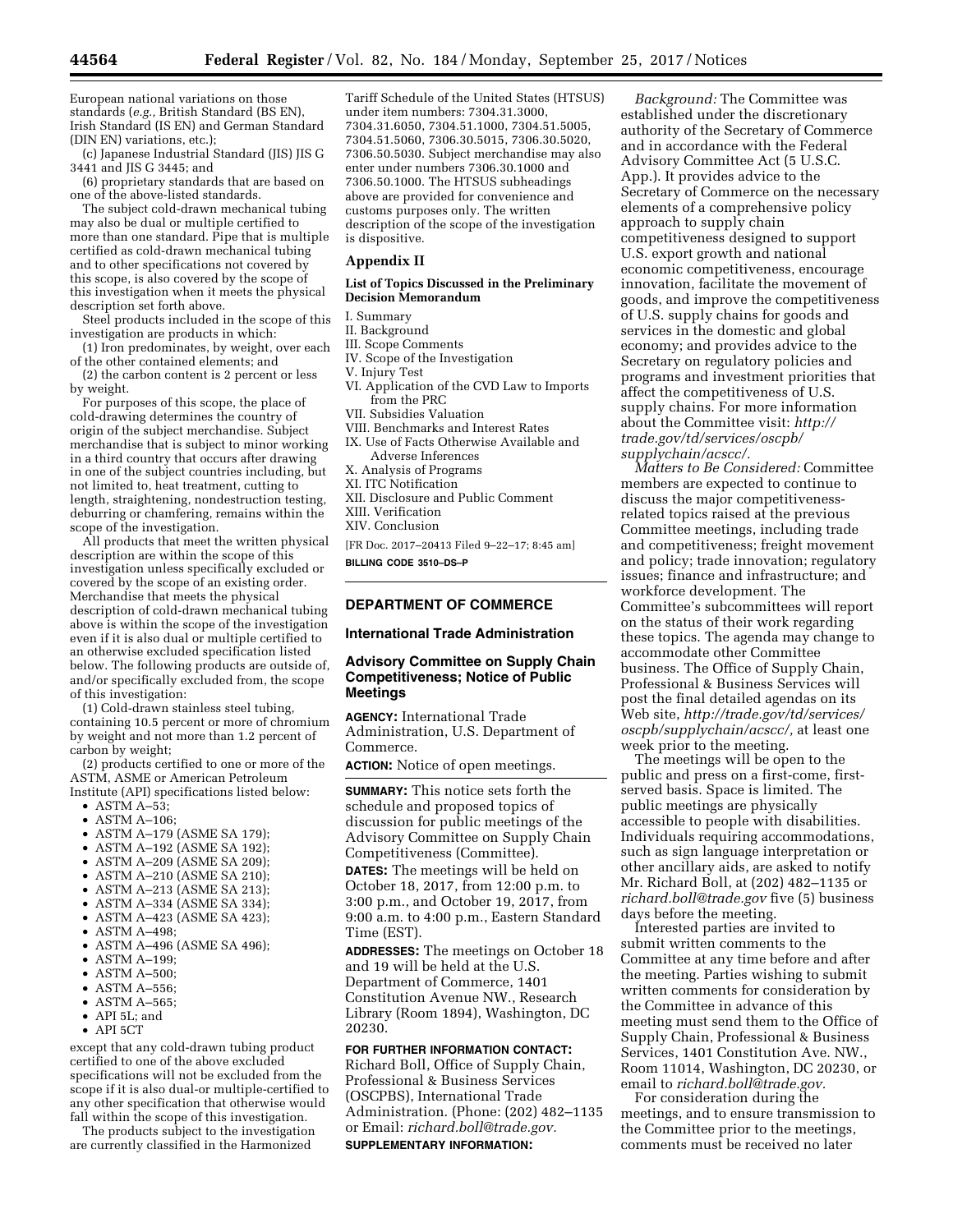European national variations on those standards (*e.g.,* British Standard (BS EN), Irish Standard (IS EN) and German Standard (DIN EN) variations, etc.);

(c) Japanese Industrial Standard (JIS) JIS G 3441 and JIS G 3445; and

(6) proprietary standards that are based on one of the above-listed standards.

The subject cold-drawn mechanical tubing may also be dual or multiple certified to more than one standard. Pipe that is multiple certified as cold-drawn mechanical tubing and to other specifications not covered by this scope, is also covered by the scope of this investigation when it meets the physical description set forth above.

Steel products included in the scope of this investigation are products in which:

(1) Iron predominates, by weight, over each of the other contained elements; and

(2) the carbon content is 2 percent or less by weight.

For purposes of this scope, the place of cold-drawing determines the country of origin of the subject merchandise. Subject merchandise that is subject to minor working in a third country that occurs after drawing in one of the subject countries including, but not limited to, heat treatment, cutting to length, straightening, nondestruction testing, deburring or chamfering, remains within the scope of the investigation.

All products that meet the written physical description are within the scope of this investigation unless specifically excluded or covered by the scope of an existing order. Merchandise that meets the physical description of cold-drawn mechanical tubing above is within the scope of the investigation even if it is also dual or multiple certified to an otherwise excluded specification listed below. The following products are outside of, and/or specifically excluded from, the scope of this investigation:

(1) Cold-drawn stainless steel tubing, containing 10.5 percent or more of chromium by weight and not more than 1.2 percent of carbon by weight;

(2) products certified to one or more of the ASTM, ASME or American Petroleum Institute (API) specifications listed below:

- ASTM A–53;
- ASTM A–106;
- ASTM A–179 (ASME SA 179);
- ASTM A–192 (ASME SA 192);
- ASTM A–209 (ASME SA 209);
- ASTM A–210 (ASME SA 210);
- ASTM A–213 (ASME SA 213);
- ASTM A–334 (ASME SA 334);
- ASTM A–423 (ASME SA 423);
- ASTM A–498;
- ASTM A–496 (ASME SA 496);
- ASTM A–199;
- ASTM A–500;
- ASTM A–556;
- ASTM A–565;
- API 5L; and
- API 5CT

except that any cold-drawn tubing product certified to one of the above excluded specifications will not be excluded from the scope if it is also dual-or multiple-certified to any other specification that otherwise would fall within the scope of this investigation.

The products subject to the investigation are currently classified in the Harmonized Tariff Schedule of the United States (HTSUS) under item numbers: 7304.31.3000, 7304.31.6050, 7304.51.1000, 7304.51.5005, 7304.51.5060, 7306.30.5015, 7306.30.5020, 7306.50.5030. Subject merchandise may also enter under numbers 7306.30.1000 and 7306.50.1000. The HTSUS subheadings above are provided for convenience and customs purposes only. The written description of the scope of the investigation is dispositive.

## Appendix II

### List of Topics Discussed in the Preliminary Decision Memorandum

I. Summary
II. Background
III. Scope Comments
IV. Scope of the Investigation
V. Injury Test
VI. Application of the CVD Law to Imports from the PRC
VII. Subsidies Valuation
VIII. Benchmarks and Interest Rates
IX. Use of Facts Otherwise Available and Adverse Inferences
X. Analysis of Programs
XI. ITC Notification
XII. Disclosure and Public Comment
XIII. Verification
XIV. Conclusion

[FR Doc. 2017–20413 Filed 9–22–17; 8:45 am]

**BILLING CODE 3510–DS–P**

---

## DEPARTMENT OF COMMERCE

### International Trade Administration

### Advisory Committee on Supply Chain Competitiveness; Notice of Public Meetings

**AGENCY:** International Trade Administration, U.S. Department of Commerce.

**ACTION:** Notice of open meetings.

**SUMMARY:** This notice sets forth the schedule and proposed topics of discussion for public meetings of the Advisory Committee on Supply Chain Competitiveness (Committee).

**DATES:** The meetings will be held on October 18, 2017, from 12:00 p.m. to 3:00 p.m., and October 19, 2017, from 9:00 a.m. to 4:00 p.m., Eastern Standard Time (EST).

**ADDRESSES:** The meetings on October 18 and 19 will be held at the U.S. Department of Commerce, 1401 Constitution Avenue NW., Research Library (Room 1894), Washington, DC 20230.

**FOR FURTHER INFORMATION CONTACT:** Richard Boll, Office of Supply Chain, Professional & Business Services (OSCPBS), International Trade Administration. (Phone: (202) 482–1135 or Email: *richard.boll@trade.gov.*

**SUPPLEMENTARY INFORMATION:**

*Background:* The Committee was established under the discretionary authority of the Secretary of Commerce and in accordance with the Federal Advisory Committee Act (5 U.S.C. App.). It provides advice to the Secretary of Commerce on the necessary elements of a comprehensive policy approach to supply chain competitiveness designed to support U.S. export growth and national economic competitiveness, encourage innovation, facilitate the movement of goods, and improve the competitiveness of U.S. supply chains for goods and services in the domestic and global economy; and provides advice to the Secretary on regulatory policies and programs and investment priorities that affect the competitiveness of U.S. supply chains. For more information about the Committee visit: *http://trade.gov/td/services/oscpb/supplychain/acscc/.*

*Matters to Be Considered:* Committee members are expected to continue to discuss the major competitiveness-related topics raised at the previous Committee meetings, including trade and competitiveness; freight movement and policy; trade innovation; regulatory issues; finance and infrastructure; and workforce development. The Committee's subcommittees will report on the status of their work regarding these topics. The agenda may change to accommodate other Committee business. The Office of Supply Chain, Professional & Business Services will post the final detailed agendas on its Web site, *http://trade.gov/td/services/oscpb/supplychain/acscc/,* at least one week prior to the meeting.

The meetings will be open to the public and press on a first-come, first-served basis. Space is limited. The public meetings are physically accessible to people with disabilities. Individuals requiring accommodations, such as sign language interpretation or other ancillary aids, are asked to notify Mr. Richard Boll, at (202) 482–1135 or *richard.boll@trade.gov* five (5) business days before the meeting.

Interested parties are invited to submit written comments to the Committee at any time before and after the meeting. Parties wishing to submit written comments for consideration by the Committee in advance of this meeting must send them to the Office of Supply Chain, Professional & Business Services, 1401 Constitution Ave. NW., Room 11014, Washington, DC 20230, or email to *richard.boll@trade.gov.*

For consideration during the meetings, and to ensure transmission to the Committee prior to the meetings, comments must be received no later